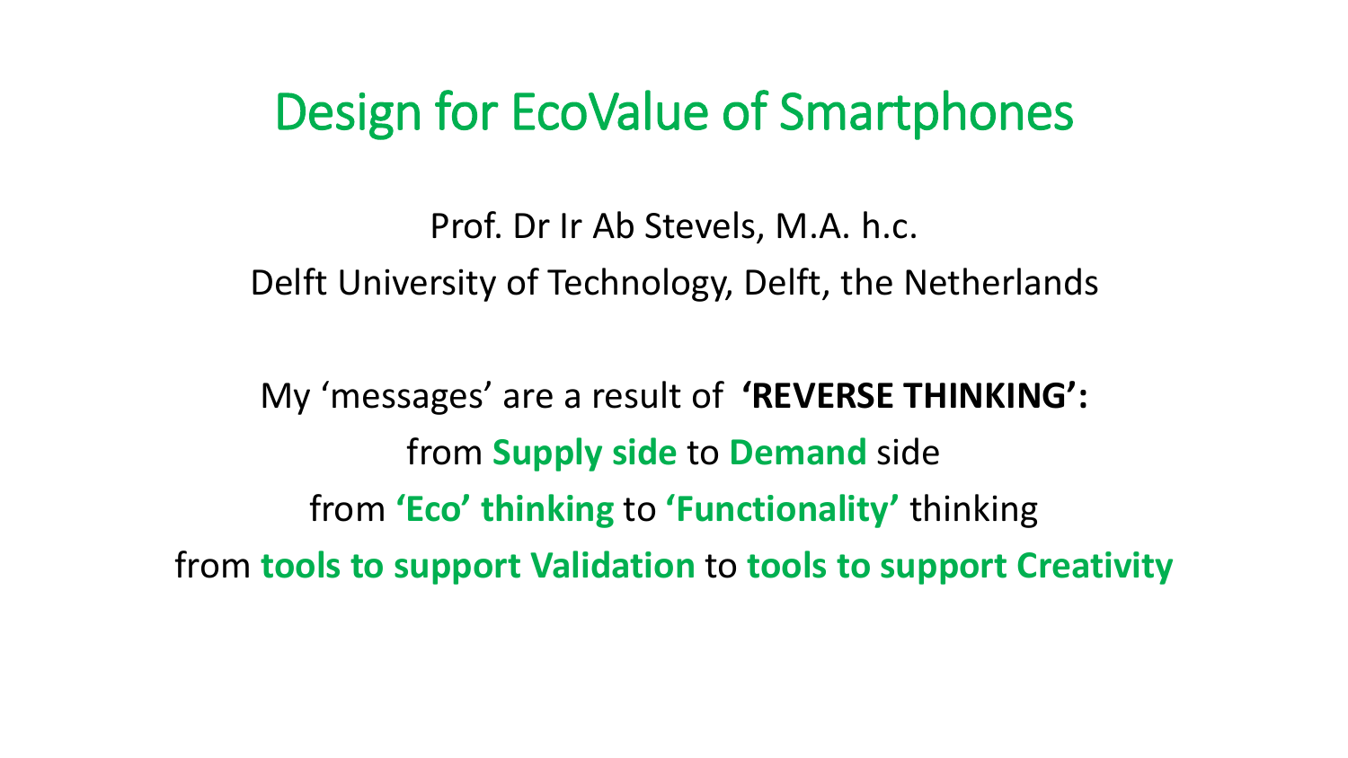# Design for EcoValue of Smartphones

Prof. Dr Ir Ab Stevels, M.A. h.c.

Delft University of Technology, Delft, the Netherlands

My 'messages' are a result of **'REVERSE THINKING':**

from **Supply side** to **Demand** side

from **'Eco' thinking** to **'Functionality'** thinking

from **tools to support Validation** to **tools to support Creativity**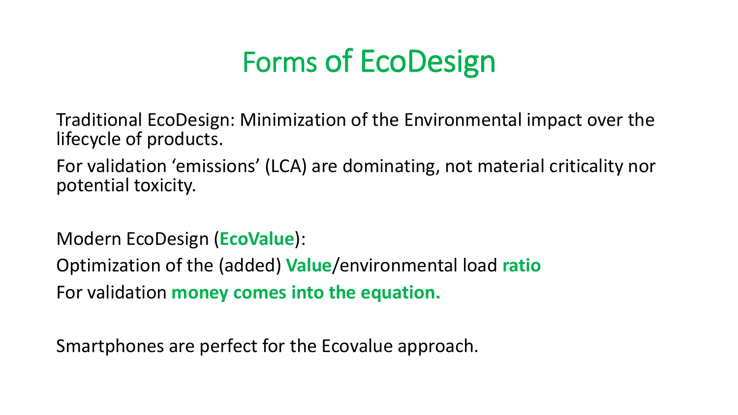# Forms of EcoDesign

Traditional EcoDesign: Minimization of the Environmental impact over the lifecycle of products.

For validation 'emissions' (LCA) are dominating, not material criticality nor potential toxicity.

Modern EcoDesign (**EcoValue**):

Optimization of the (added) **Value**/environmental load **ratio**

For validation **money comes into the equation.**

Smartphones are perfect for the Ecovalue approach.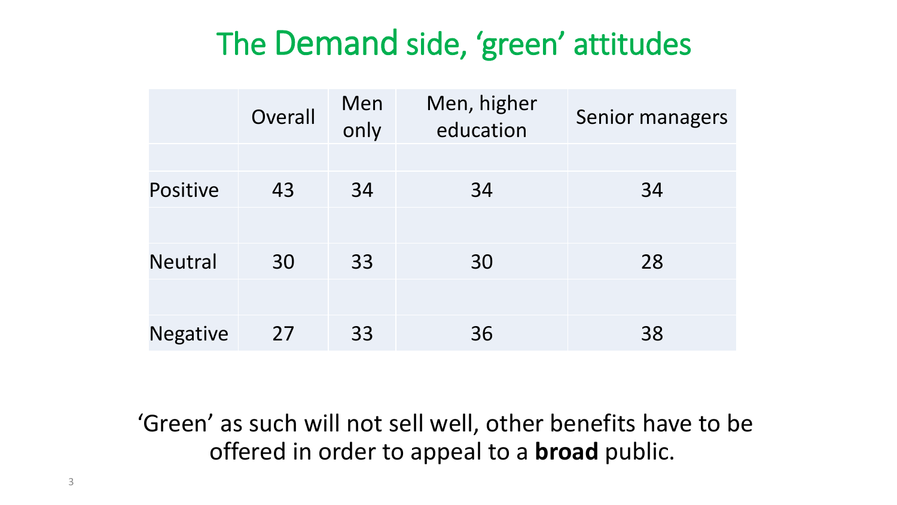# The Demand side, 'green' attitudes

| | Overall | Men only | Men, higher education | Senior managers |
|---|---|---|---|---|
| | | | | |
| Positive | 43 | 34 | 34 | 34 |
| | | | | |
| Neutral | 30 | 33 | 30 | 28 |
| | | | | |
| Negative | 27 | 33 | 36 | 38 |

'Green' as such will not sell well, other benefits have to be offered in order to appeal to a **broad** public.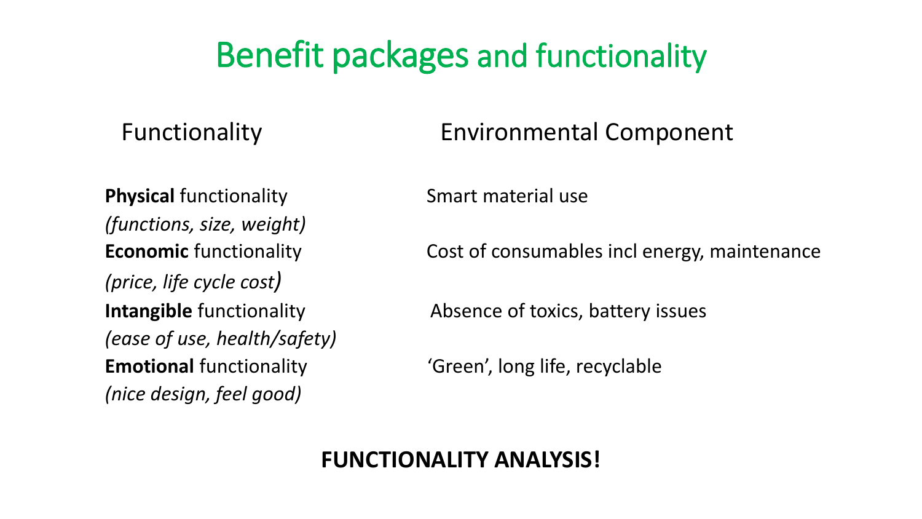# Benefit packages and functionality

| Functionality | Environmental Component |
|---|---|
| **Physical** functionality *(functions, size, weight)* | Smart material use |
| **Economic** functionality *(price, life cycle cost)* | Cost of consumables incl energy, maintenance |
| **Intangible** functionality *(ease of use, health/safety)* | Absence of toxics, battery issues |
| **Emotional** functionality *(nice design, feel good)* | 'Green', long life, recyclable |

**FUNCTIONALITY ANALYSIS!**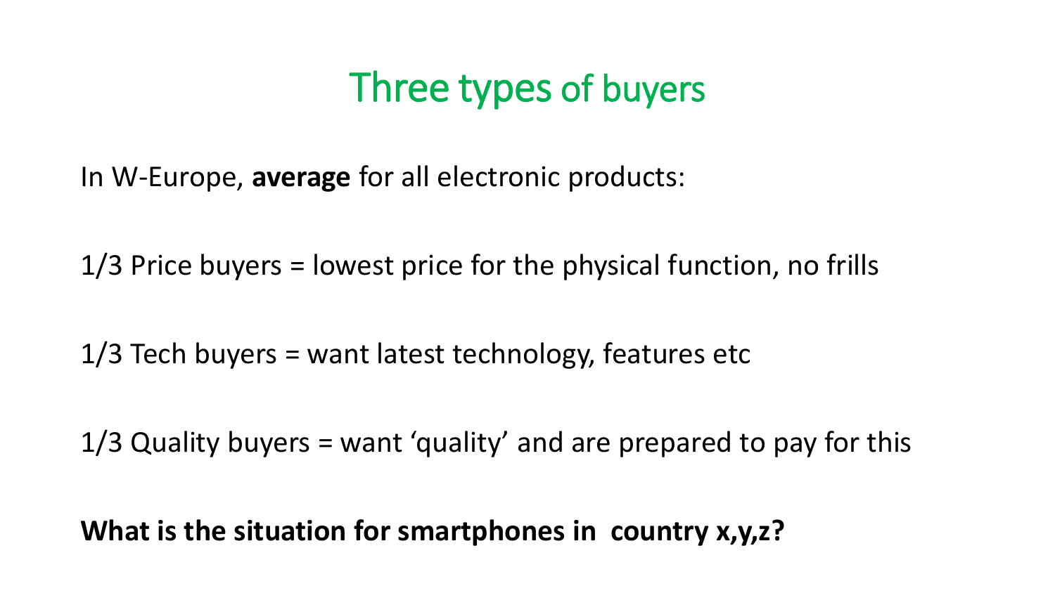# Three types of buyers

In W-Europe, **average** for all electronic products:

1/3 Price buyers = lowest price for the physical function, no frills

1/3 Tech buyers = want latest technology, features etc

1/3 Quality buyers = want ‘quality’ and are prepared to pay for this

**What is the situation for smartphones in country x,y,z?**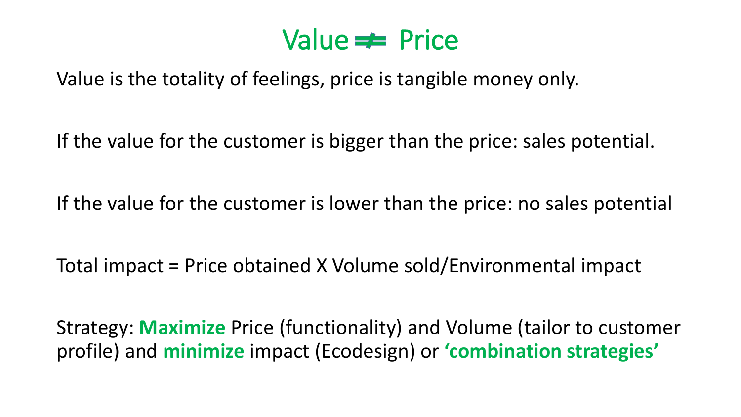# Value ≠ Price

Value is the totality of feelings, price is tangible money only.

If the value for the customer is bigger than the price: sales potential.

If the value for the customer is lower than the price: no sales potential

Total impact = Price obtained X Volume sold/Environmental impact

Strategy: **Maximize** Price (functionality) and Volume (tailor to customer profile) and **minimize** impact (Ecodesign) or **'combination strategies'**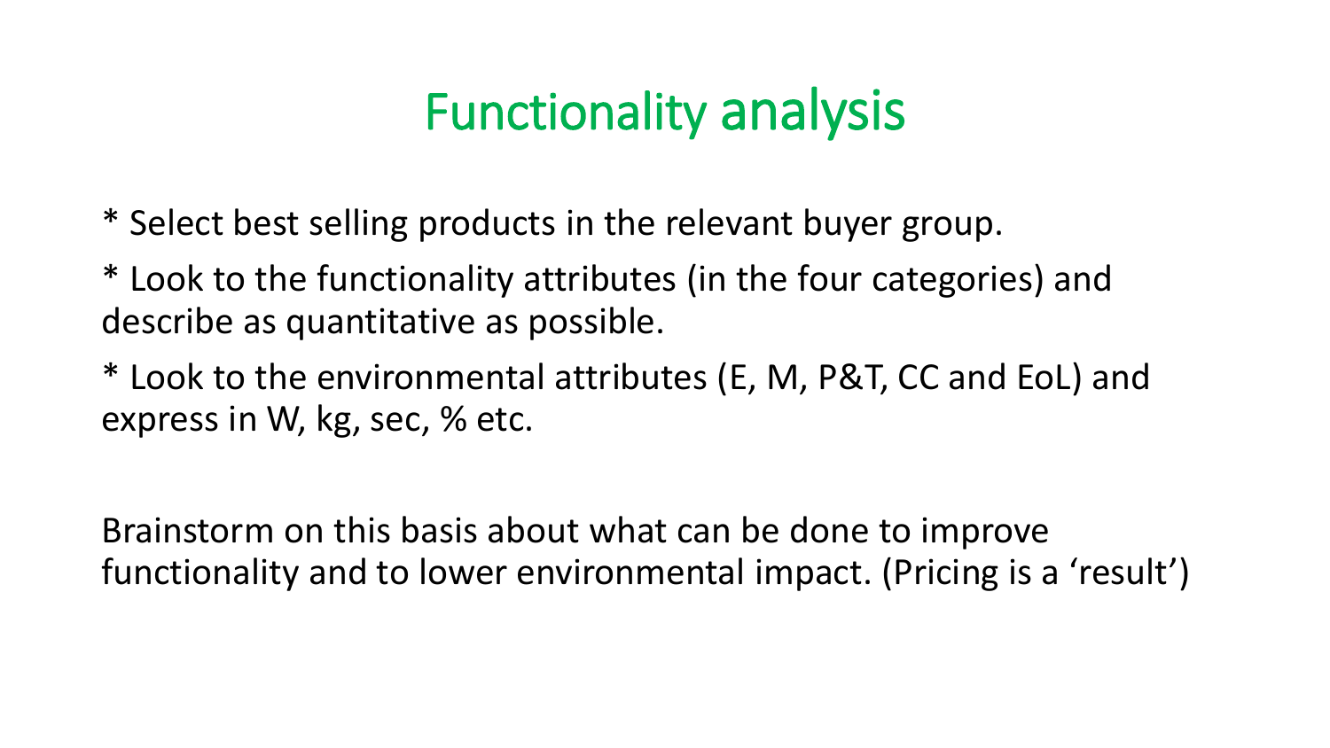# Functionality analysis

* Select best selling products in the relevant buyer group.

* Look to the functionality attributes (in the four categories) and describe as quantitative as possible.

* Look to the environmental attributes (E, M, P&T, CC and EoL) and express in W, kg, sec, % etc.

Brainstorm on this basis about what can be done to improve functionality and to lower environmental impact. (Pricing is a 'result')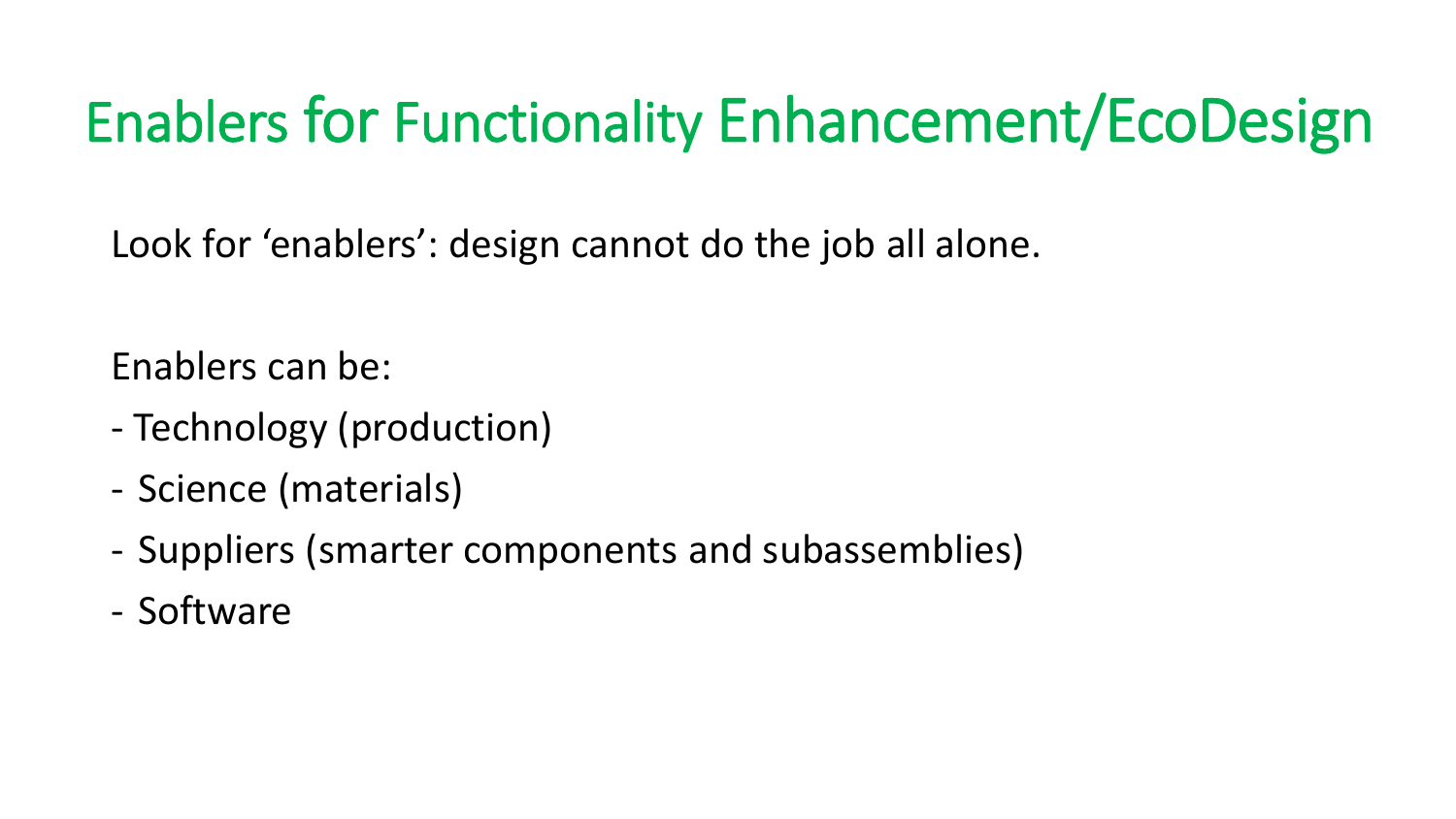# Enablers for Functionality Enhancement/EcoDesign

Look for ‘enablers’: design cannot do the job all alone.

Enablers can be:

- Technology (production)
- Science (materials)
- Suppliers (smarter components and subassemblies)
- Software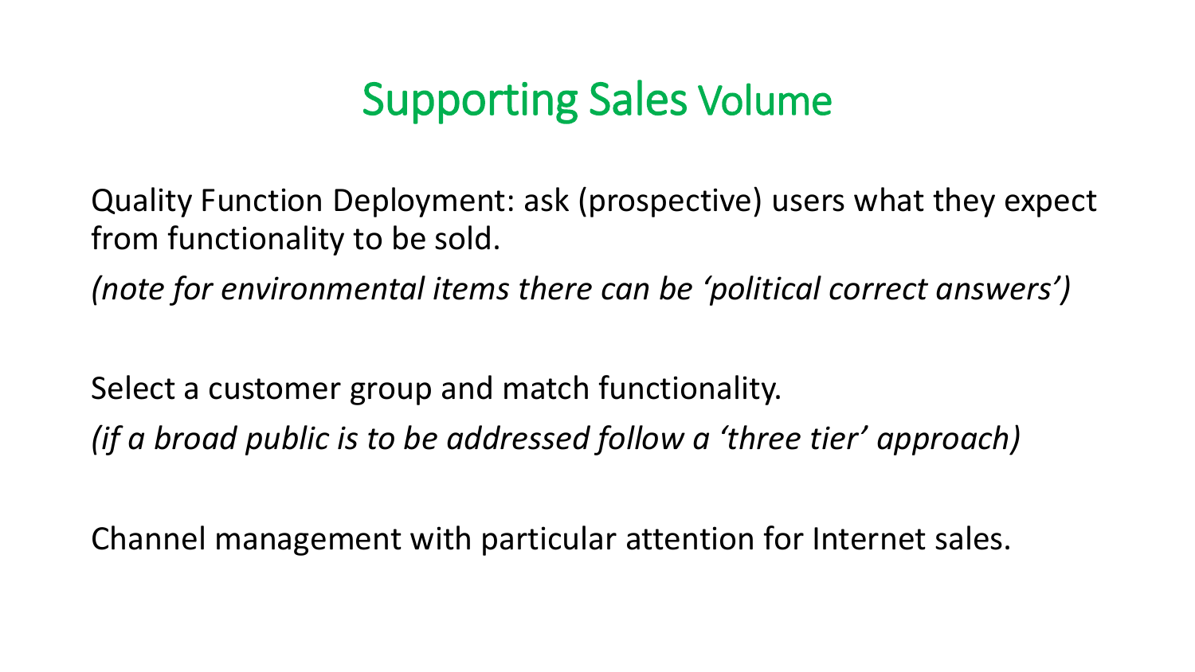# Supporting Sales Volume

Quality Function Deployment: ask (prospective) users what they expect from functionality to be sold.

*(note for environmental items there can be 'political correct answers')*

Select a customer group and match functionality.

*(if a broad public is to be addressed follow a 'three tier' approach)*

Channel management with particular attention for Internet sales.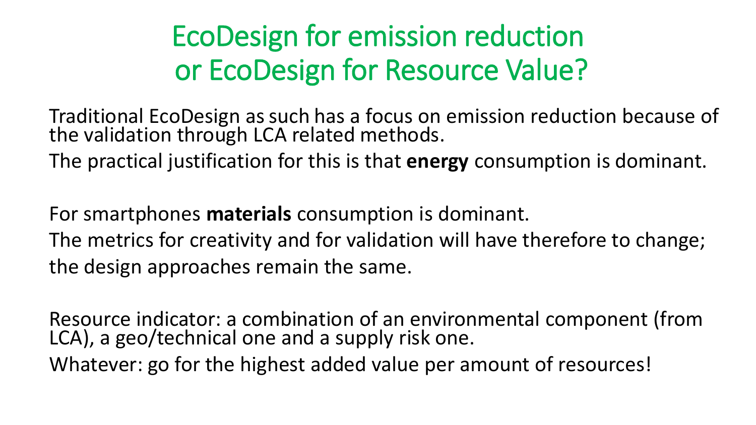# EcoDesign for emission reduction or EcoDesign for Resource Value?

Traditional EcoDesign as such has a focus on emission reduction because of the validation through LCA related methods.

The practical justification for this is that **energy** consumption is dominant.

For smartphones **materials** consumption is dominant.

The metrics for creativity and for validation will have therefore to change; the design approaches remain the same.

Resource indicator: a combination of an environmental component (from LCA), a geo/technical one and a supply risk one.

Whatever: go for the highest added value per amount of resources!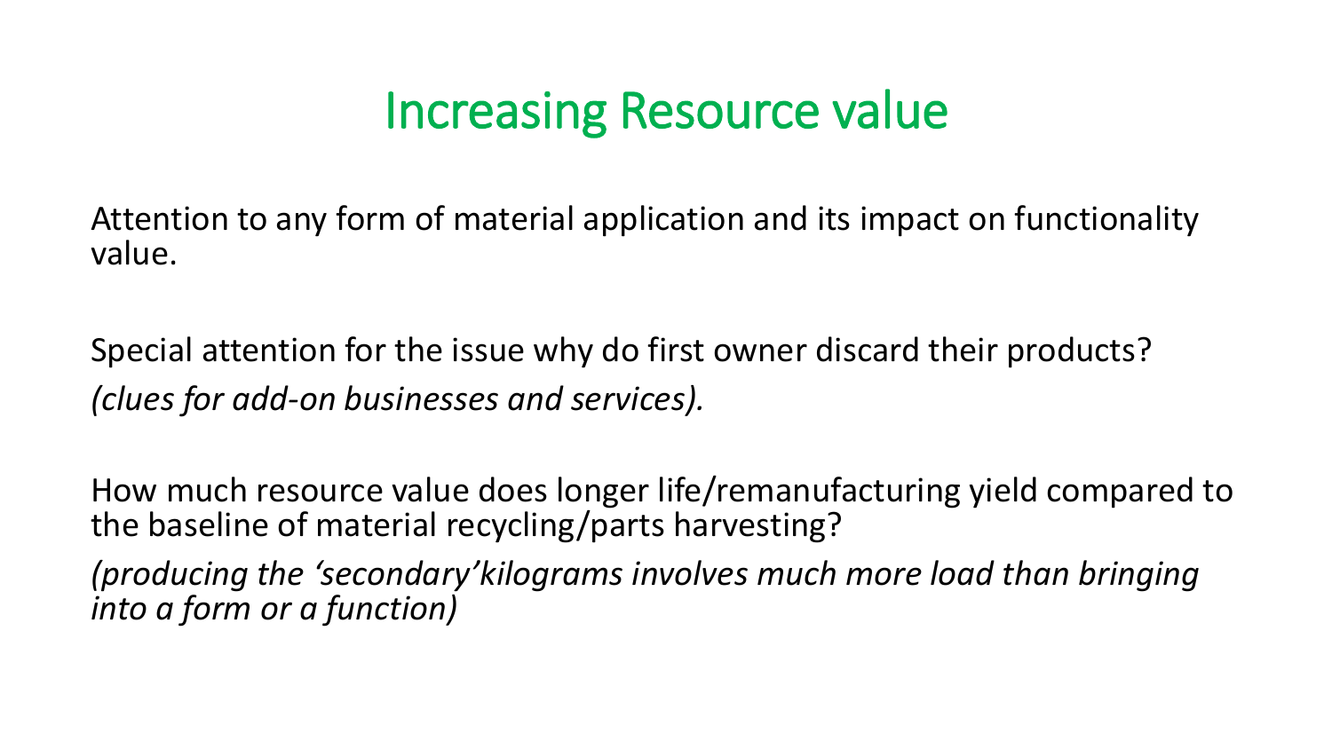# Increasing Resource value

Attention to any form of material application and its impact on functionality value.

Special attention for the issue why do first owner discard their products?

*(clues for add-on businesses and services).*

How much resource value does longer life/remanufacturing yield compared to the baseline of material recycling/parts harvesting?

*(producing the 'secondary'kilograms involves much more load than bringing into a form or a function)*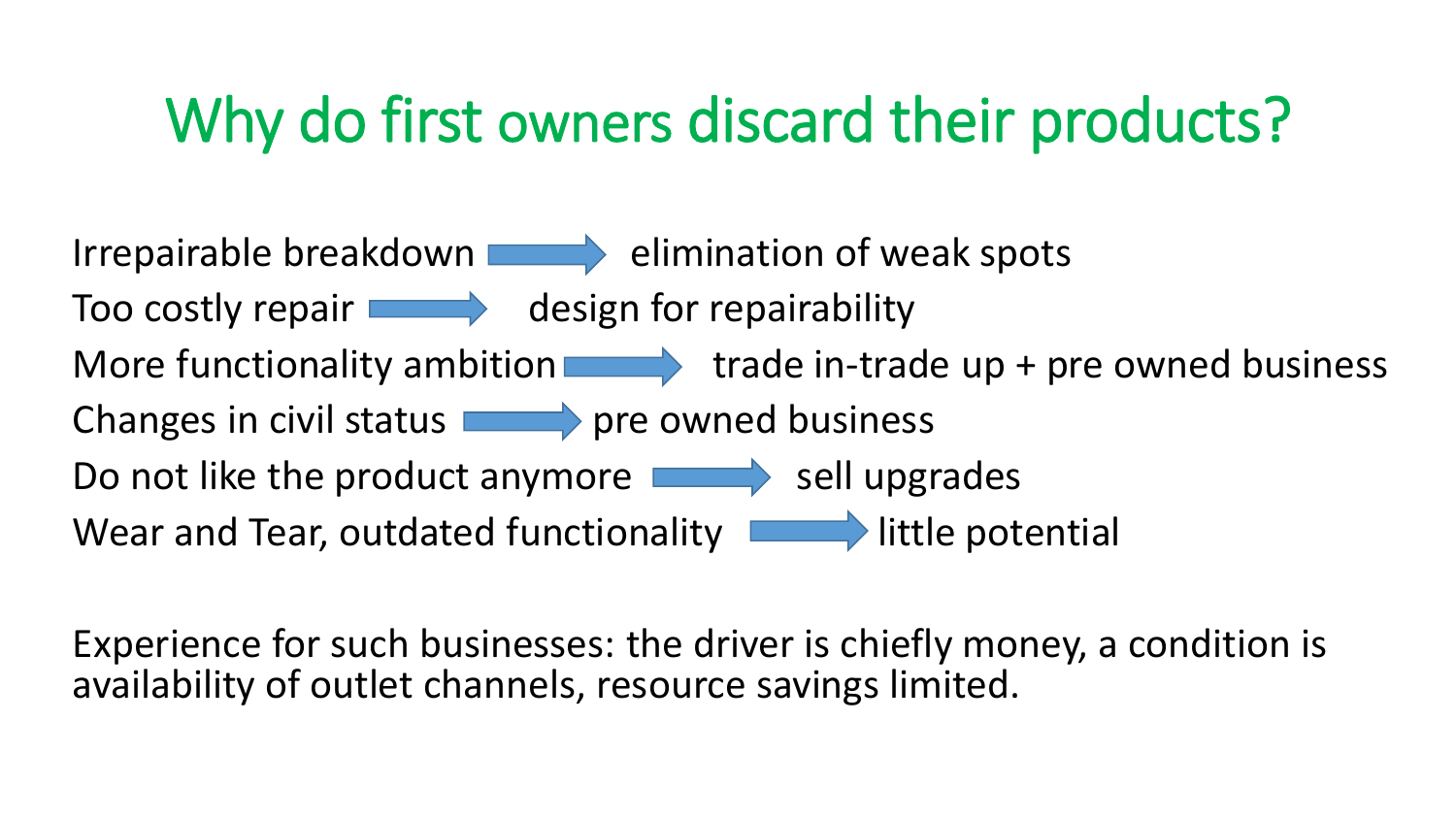# Why do first owners discard their products?

Irrepairable breakdown → elimination of weak spots

Too costly repair → design for repairability

More functionality ambition → trade in-trade up + pre owned business

Changes in civil status → pre owned business

Do not like the product anymore → sell upgrades

Wear and Tear, outdated functionality → little potential

Experience for such businesses: the driver is chiefly money, a condition is availability of outlet channels, resource savings limited.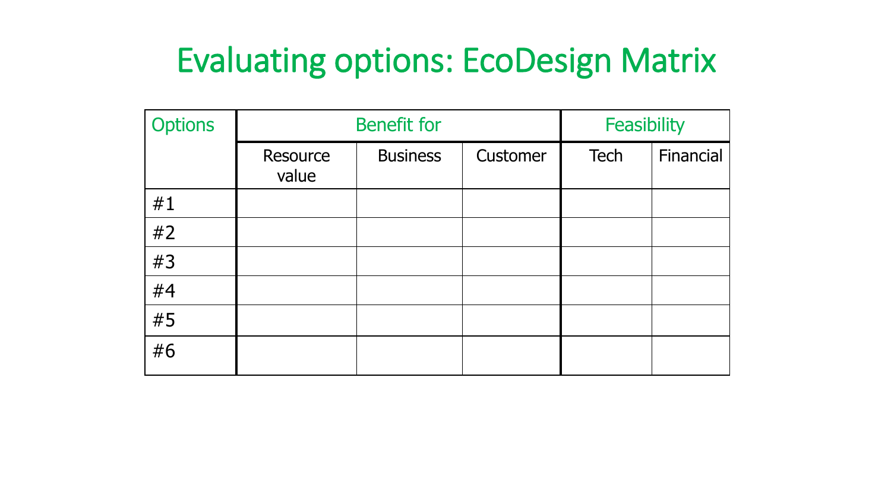# Evaluating options: EcoDesign Matrix

| Options | Benefit for | | | Feasibility | |
|---|---|---|---|---|---|
| | Resource value | Business | Customer | Tech | Financial |
| #1 | | | | | |
| #2 | | | | | |
| #3 | | | | | |
| #4 | | | | | |
| #5 | | | | | |
| #6 | | | | | |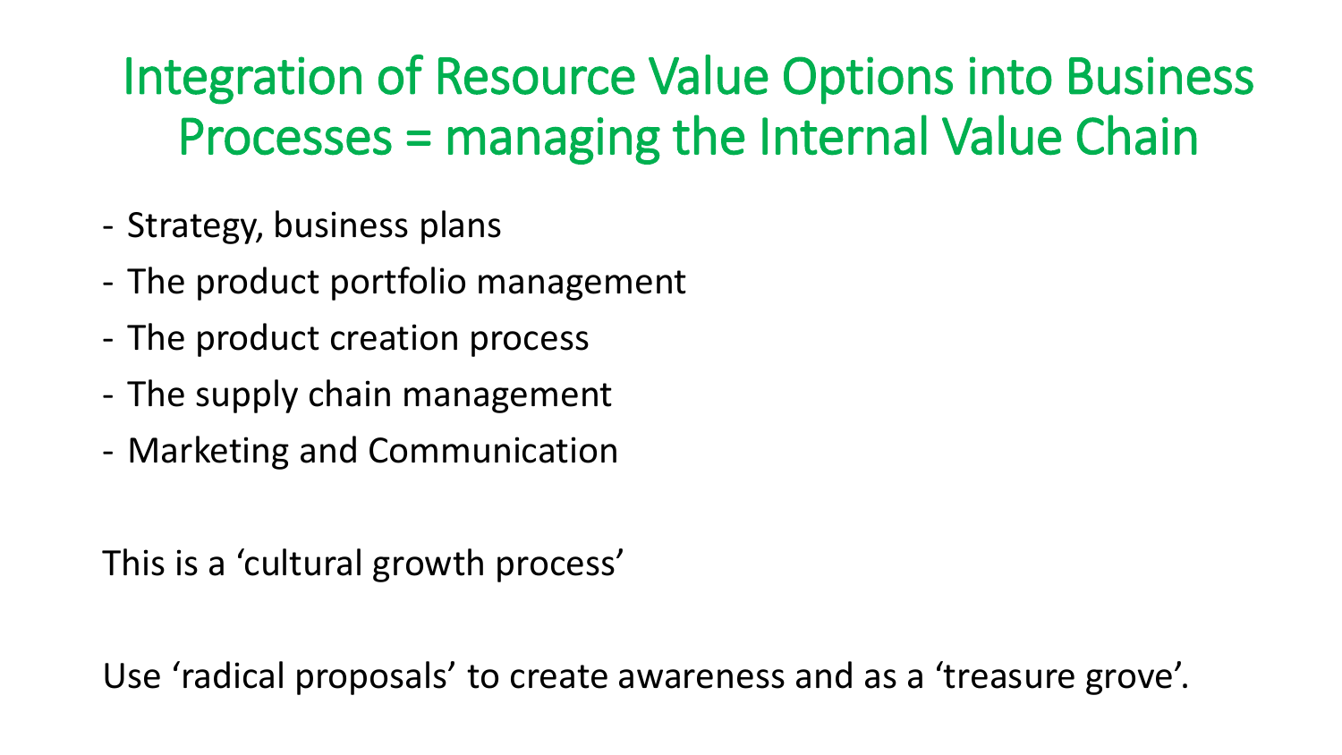# Integration of Resource Value Options into Business Processes = managing the Internal Value Chain

- Strategy, business plans
- The product portfolio management
- The product creation process
- The supply chain management
- Marketing and Communication

This is a 'cultural growth process'

Use 'radical proposals' to create awareness and as a 'treasure grove'.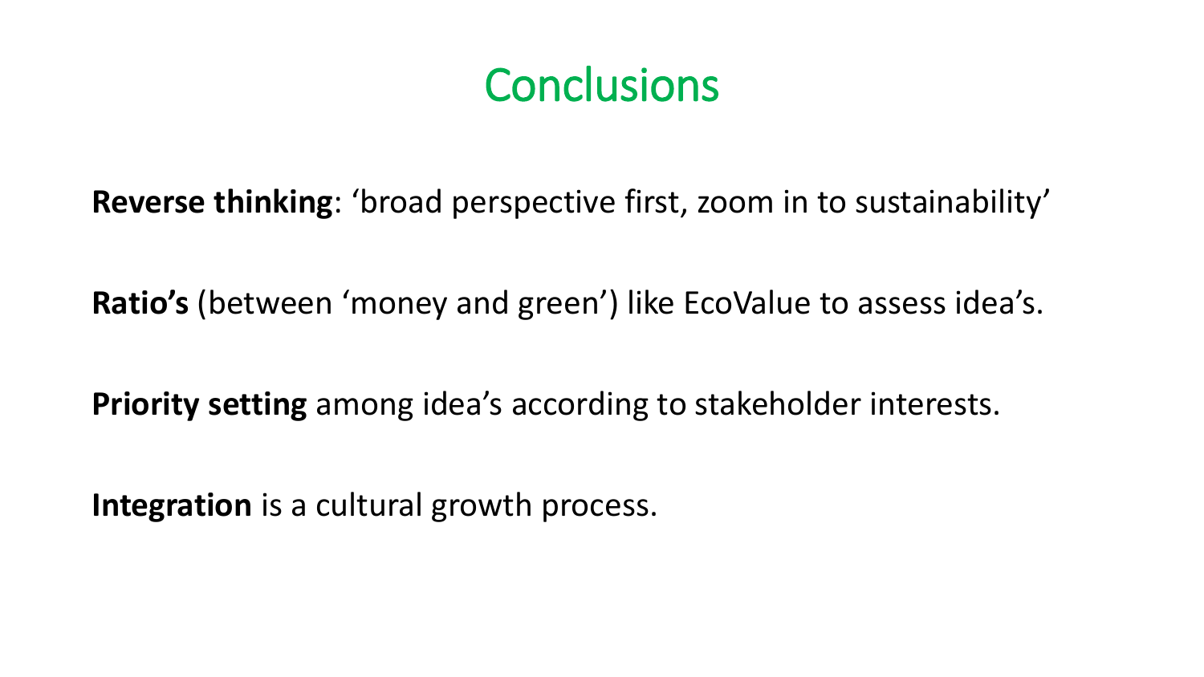# Conclusions

**Reverse thinking**: 'broad perspective first, zoom in to sustainability'

**Ratio's** (between 'money and green') like EcoValue to assess idea's.

**Priority setting** among idea's according to stakeholder interests.

**Integration** is a cultural growth process.